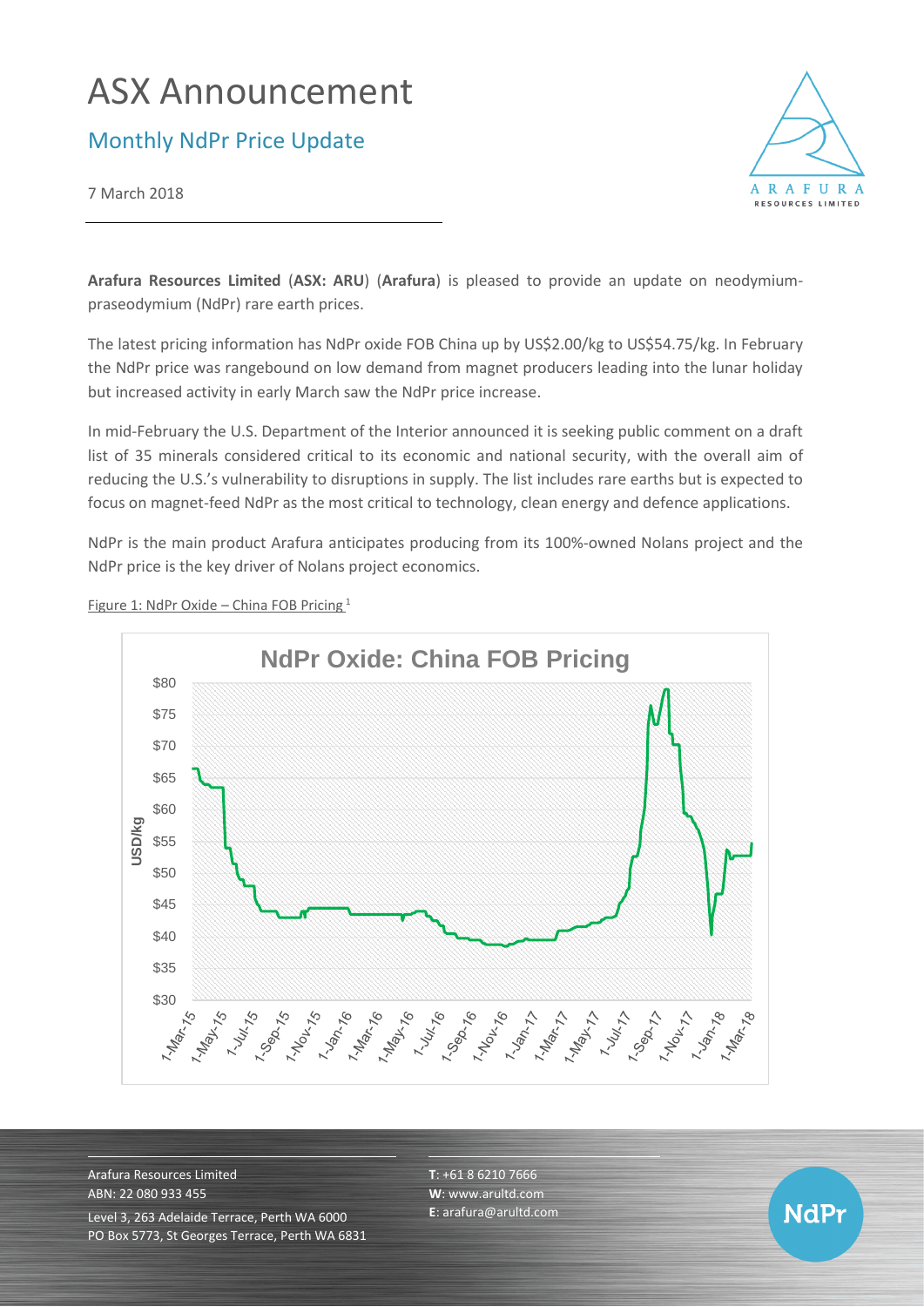# ASX Announcement

## Monthly NdPr Price Update

7 March 2018

**Arafura Resources Limited** (**ASX: ARU**) (**Arafura**) is pleased to provide an update on neodymium-praseodymium (NdPr) rare earth prices.

The latest pricing information has NdPr oxide FOB China up by US$2.00/kg to US$54.75/kg. In February the NdPr price was rangebound on low demand from magnet producers leading into the lunar holiday but increased activity in early March saw the NdPr price increase.

In mid-February the U.S. Department of the Interior announced it is seeking public comment on a draft list of 35 minerals considered critical to its economic and national security, with the overall aim of reducing the U.S.'s vulnerability to disruptions in supply. The list includes rare earths but is expected to focus on magnet-feed NdPr as the most critical to technology, clean energy and defence applications.

NdPr is the main product Arafura anticipates producing from its 100%-owned Nolans project and the NdPr price is the key driver of Nolans project economics.

Figure 1: NdPr Oxide – China FOB Pricing [1]

Arafura Resources Limited
ABN: 22 080 933 455
Level 3, 263 Adelaide Terrace, Perth WA 6000
PO Box 5773, St Georges Terrace, Perth WA 6831

**T**: +61 8 6210 7666
**W**: www.arultd.com
**E**: arafura@arultd.com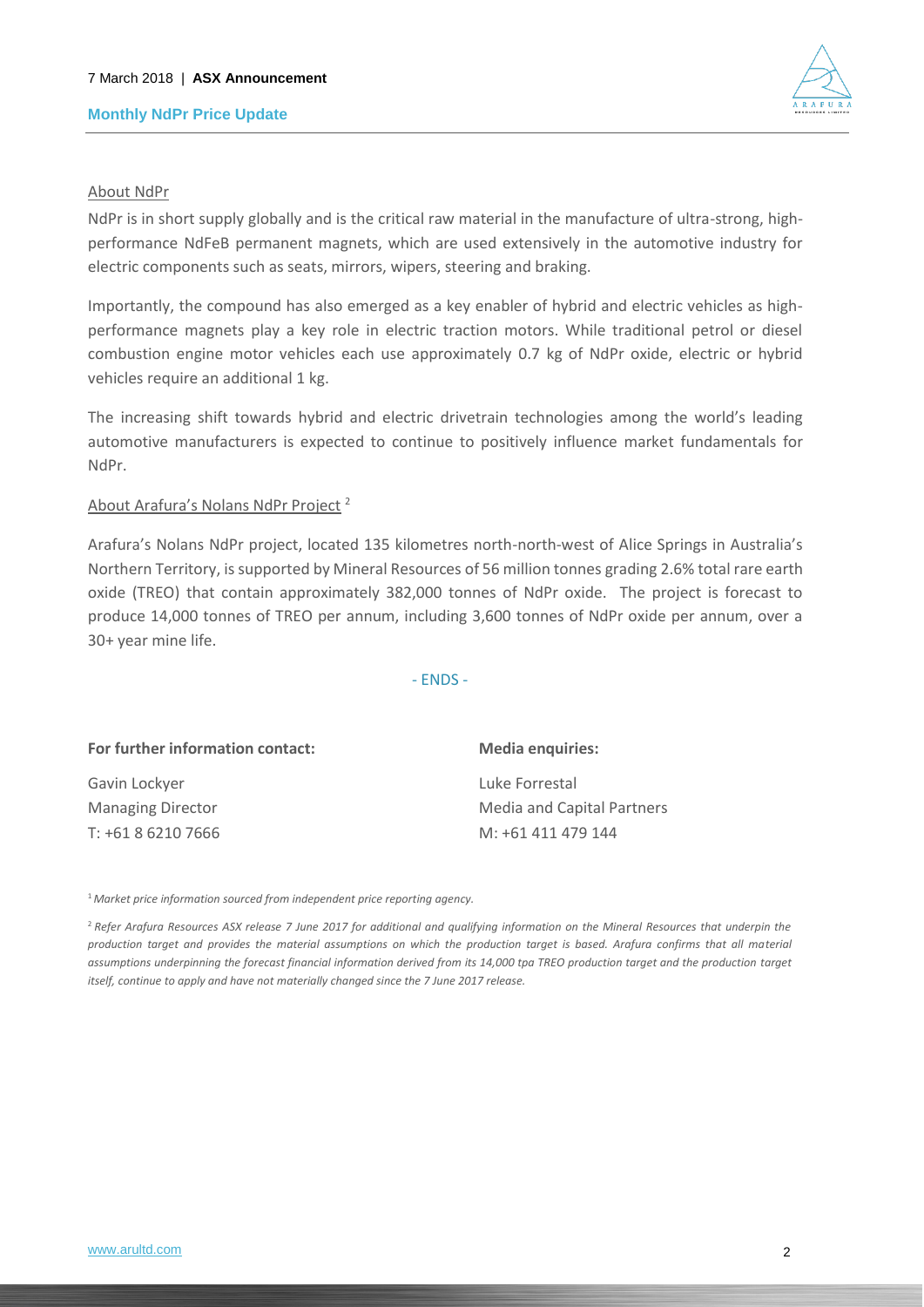About NdPr

NdPr is in short supply globally and is the critical raw material in the manufacture of ultra-strong, high-performance NdFeB permanent magnets, which are used extensively in the automotive industry for electric components such as seats, mirrors, wipers, steering and braking.

Importantly, the compound has also emerged as a key enabler of hybrid and electric vehicles as high-performance magnets play a key role in electric traction motors. While traditional petrol or diesel combustion engine motor vehicles each use approximately 0.7 kg of NdPr oxide, electric or hybrid vehicles require an additional 1 kg.

The increasing shift towards hybrid and electric drivetrain technologies among the world's leading automotive manufacturers is expected to continue to positively influence market fundamentals for NdPr.

About Arafura's Nolans NdPr Project [2]

Arafura's Nolans NdPr project, located 135 kilometres north-north-west of Alice Springs in Australia's Northern Territory, is supported by Mineral Resources of 56 million tonnes grading 2.6% total rare earth oxide (TREO) that contain approximately 382,000 tonnes of NdPr oxide. The project is forecast to produce 14,000 tonnes of TREO per annum, including 3,600 tonnes of NdPr oxide per annum, over a 30+ year mine life.

- ENDS -

**For further information contact:**

Gavin Lockyer
Managing Director
T: +61 8 6210 7666

**Media enquiries:**

Luke Forrestal
Media and Capital Partners
M: +61 411 479 144

[1] *Market price information sourced from independent price reporting agency.*

[2] *Refer Arafura Resources ASX release 7 June 2017 for additional and qualifying information on the Mineral Resources that underpin the production target and provides the material assumptions on which the production target is based. Arafura confirms that all material assumptions underpinning the forecast financial information derived from its 14,000 tpa TREO production target and the production target itself, continue to apply and have not materially changed since the 7 June 2017 release.*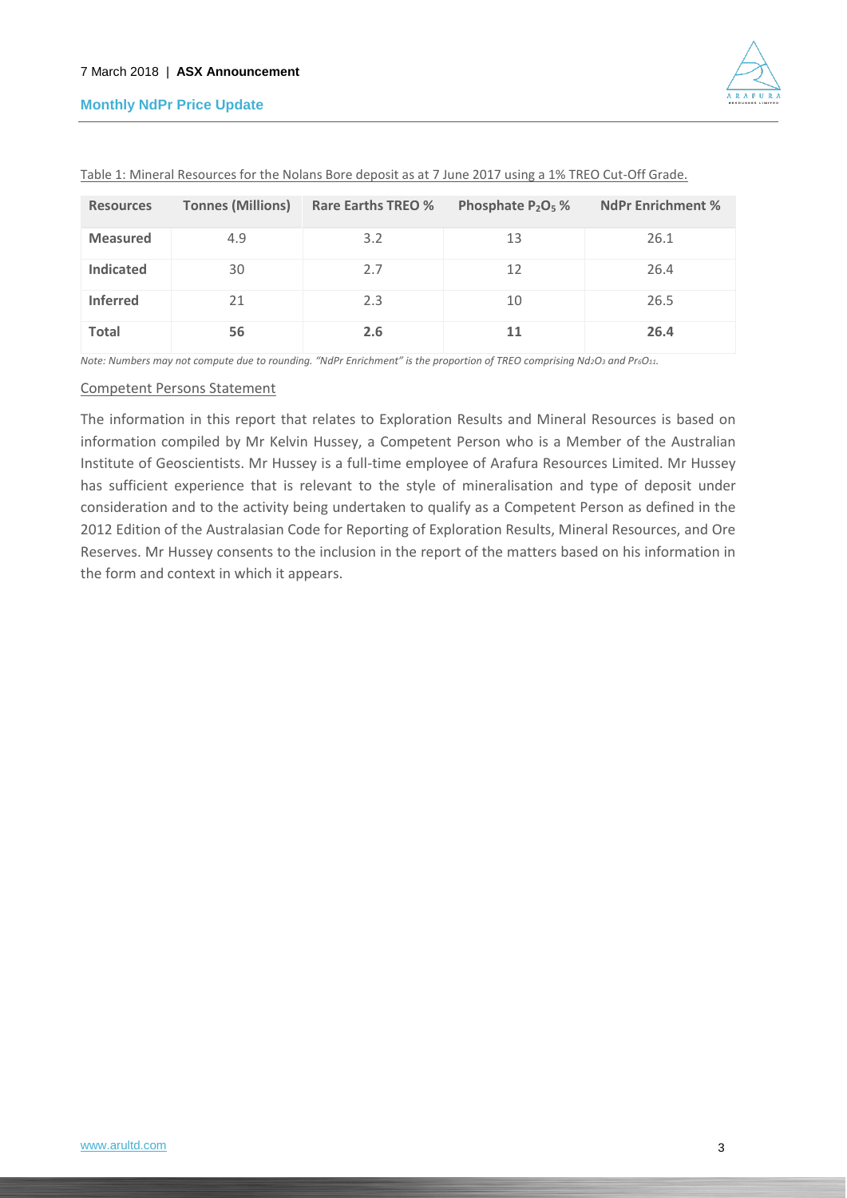Table 1: Mineral Resources for the Nolans Bore deposit as at 7 June 2017 using a 1% TREO Cut-Off Grade.

| Resources | Tonnes (Millions) | Rare Earths TREO % | Phosphate $P_2O_5$ % | NdPr Enrichment % |
|---|---|---|---|---|
| **Measured** | 4.9 | 3.2 | 13 | 26.1 |
| **Indicated** | 30 | 2.7 | 12 | 26.4 |
| **Inferred** | 21 | 2.3 | 10 | 26.5 |
| **Total** | **56** | **2.6** | **11** | **26.4** |

*Note: Numbers may not compute due to rounding. "NdPr Enrichment" is the proportion of TREO comprising $Nd_2O_3$ and $Pr_6O_{11}$.*

## Competent Persons Statement

The information in this report that relates to Exploration Results and Mineral Resources is based on information compiled by Mr Kelvin Hussey, a Competent Person who is a Member of the Australian Institute of Geoscientists. Mr Hussey is a full-time employee of Arafura Resources Limited. Mr Hussey has sufficient experience that is relevant to the style of mineralisation and type of deposit under consideration and to the activity being undertaken to qualify as a Competent Person as defined in the 2012 Edition of the Australasian Code for Reporting of Exploration Results, Mineral Resources, and Ore Reserves. Mr Hussey consents to the inclusion in the report of the matters based on his information in the form and context in which it appears.